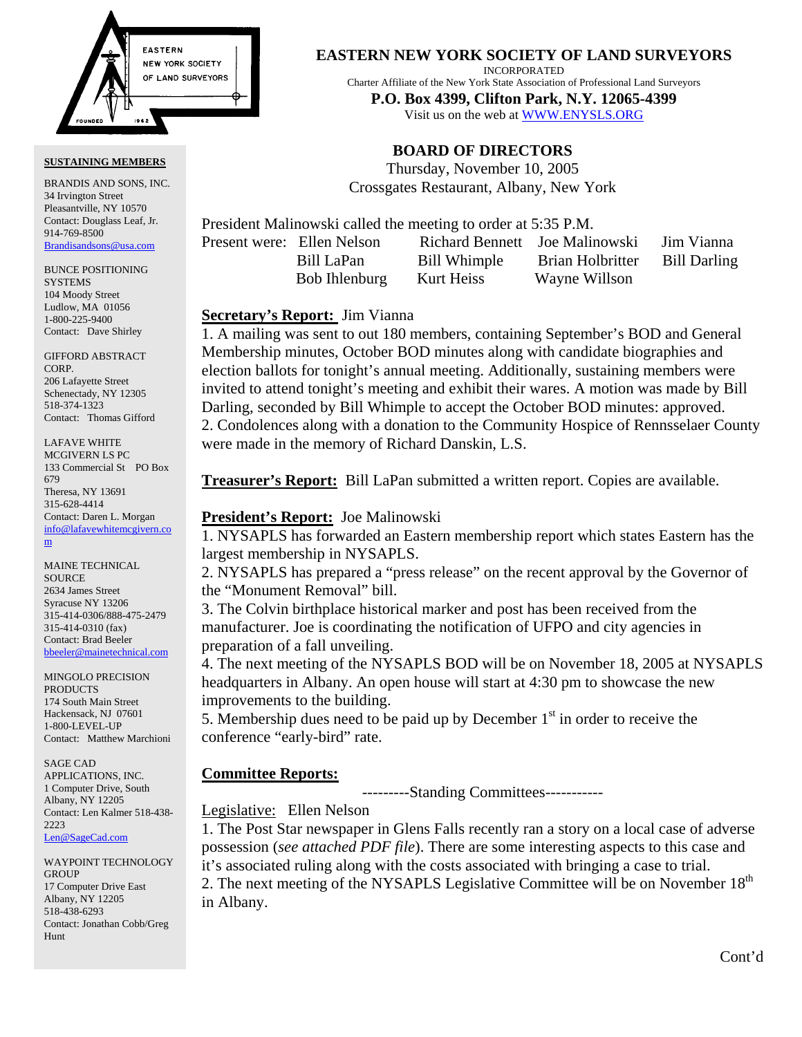# EASTERN NEW YORK SOCIETY OF LAND SURVEYORS

INCORPORATED

Charter Affiliate of the New York State Association of Professional Land Surveyors

**P.O. Box 4399, Clifton Park, N.Y. 12065-4399**

Visit us on the web at WWW.ENYSLS.ORG

## BOARD OF DIRECTORS

Thursday, November 10, 2005

Crossgates Restaurant, Albany, New York

President Malinowski called the meeting to order at 5:35 P.M.

| Present were: | Ellen Nelson | Richard Bennett | Joe Malinowski | Jim Vianna |
|---|---|---|---|---|
| | Bill LaPan | Bill Whimple | Brian Holbritter | Bill Darling |
| | Bob Ihlenburg | Kurt Heiss | Wayne Willson | |

**Secretary's Report:** Jim Vianna

1. A mailing was sent to out 180 members, containing September's BOD and General Membership minutes, October BOD minutes along with candidate biographies and election ballots for tonight's annual meeting. Additionally, sustaining members were invited to attend tonight's meeting and exhibit their wares. A motion was made by Bill Darling, seconded by Bill Whimple to accept the October BOD minutes: approved.
2. Condolences along with a donation to the Community Hospice of Rennsselaer County were made in the memory of Richard Danskin, L.S.

**Treasurer's Report:** Bill LaPan submitted a written report. Copies are available.

**President's Report:** Joe Malinowski

1. NYSAPLS has forwarded an Eastern membership report which states Eastern has the largest membership in NYSAPLS.
2. NYSAPLS has prepared a "press release" on the recent approval by the Governor of the "Monument Removal" bill.
3. The Colvin birthplace historical marker and post has been received from the manufacturer. Joe is coordinating the notification of UFPO and city agencies in preparation of a fall unveiling.
4. The next meeting of the NYSAPLS BOD will be on November 18, 2005 at NYSAPLS headquarters in Albany. An open house will start at 4:30 pm to showcase the new improvements to the building.
5. Membership dues need to be paid up by December 1st in order to receive the conference "early-bird" rate.

**Committee Reports:**

---------Standing Committees-----------

Legislative: Ellen Nelson

1. The Post Star newspaper in Glens Falls recently ran a story on a local case of adverse possession (*see attached PDF file*). There are some interesting aspects to this case and it's associated ruling along with the costs associated with bringing a case to trial.
2. The next meeting of the NYSAPLS Legislative Committee will be on November 18th in Albany.

Cont'd

**SUSTAINING MEMBERS**

BRANDIS AND SONS, INC.
34 Irvington Street
Pleasantville, NY 10570
Contact: Douglass Leaf, Jr.
914-769-8500
Brandisandsons@usa.com

BUNCE POSITIONING SYSTEMS
104 Moody Street
Ludlow, MA 01056
1-800-225-9400
Contact: Dave Shirley

GIFFORD ABSTRACT CORP.
206 Lafayette Street
Schenectady, NY 12305
518-374-1323
Contact: Thomas Gifford

LAFAVE WHITE MCGIVERN LS PC
133 Commercial St PO Box 679
Theresa, NY 13691
315-628-4414
Contact: Daren L. Morgan
info@lafavewhitemcgivern.com

MAINE TECHNICAL SOURCE
2634 James Street
Syracuse NY 13206
315-414-0306/888-475-2479
315-414-0310 (fax)
Contact: Brad Beeler
bbeeler@mainetechnical.com

MINGOLO PRECISION PRODUCTS
174 South Main Street
Hackensack, NJ 07601
1-800-LEVEL-UP
Contact: Matthew Marchioni

SAGE CAD APPLICATIONS, INC.
1 Computer Drive, South
Albany, NY 12205
Contact: Len Kalmer 518-438-2223
Len@SageCad.com

WAYPOINT TECHNOLOGY GROUP
17 Computer Drive East
Albany, NY 12205
518-438-6293
Contact: Jonathan Cobb/Greg Hunt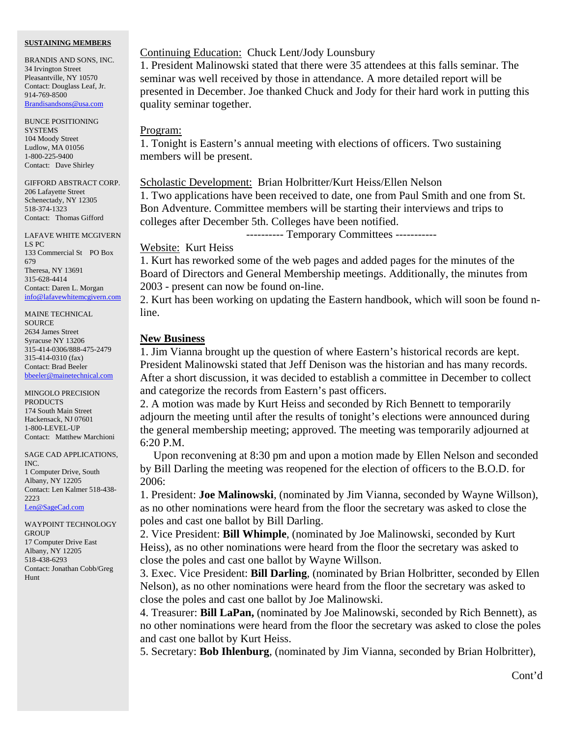**SUSTAINING MEMBERS**

BRANDIS AND SONS, INC.
34 Irvington Street
Pleasantville, NY 10570
Contact: Douglass Leaf, Jr.
914-769-8500
Brandisandsons@usa.com

BUNCE POSITIONING SYSTEMS
104 Moody Street
Ludlow, MA 01056
1-800-225-9400
Contact: Dave Shirley

GIFFORD ABSTRACT CORP.
206 Lafayette Street
Schenectady, NY 12305
518-374-1323
Contact: Thomas Gifford

LAFAVE WHITE MCGIVERN LS PC
133 Commercial St PO Box 679
Theresa, NY 13691
315-628-4414
Contact: Daren L. Morgan
info@lafavewhitemcgivern.com

MAINE TECHNICAL SOURCE
2634 James Street
Syracuse NY 13206
315-414-0306/888-475-2479
315-414-0310 (fax)
Contact: Brad Beeler
bbeeler@mainetechnical.com

MINGOLO PRECISION PRODUCTS
174 South Main Street
Hackensack, NJ 07601
1-800-LEVEL-UP
Contact: Matthew Marchioni

SAGE CAD APPLICATIONS, INC.
1 Computer Drive, South
Albany, NY 12205
Contact: Len Kalmer 518-438-2223
Len@SageCad.com

WAYPOINT TECHNOLOGY GROUP
17 Computer Drive East
Albany, NY 12205
518-438-6293
Contact: Jonathan Cobb/Greg Hunt

Continuing Education: Chuck Lent/Jody Lounsbury
1. President Malinowski stated that there were 35 attendees at this falls seminar. The seminar was well received by those in attendance. A more detailed report will be presented in December. Joe thanked Chuck and Jody for their hard work in putting this quality seminar together.

Program:
1. Tonight is Eastern's annual meeting with elections of officers. Two sustaining members will be present.

Scholastic Development: Brian Holbritter/Kurt Heiss/Ellen Nelson
1. Two applications have been received to date, one from Paul Smith and one from St. Bon Adventure. Committee members will be starting their interviews and trips to colleges after December 5th. Colleges have been notified.

---------- Temporary Committees -----------

Website: Kurt Heiss
1. Kurt has reworked some of the web pages and added pages for the minutes of the Board of Directors and General Membership meetings. Additionally, the minutes from 2003 - present can now be found on-line.
2. Kurt has been working on updating the Eastern handbook, which will soon be found n-line.

## New Business

1. Jim Vianna brought up the question of where Eastern's historical records are kept. President Malinowski stated that Jeff Denison was the historian and has many records. After a short discussion, it was decided to establish a committee in December to collect and categorize the records from Eastern's past officers.
2. A motion was made by Kurt Heiss and seconded by Rich Bennett to temporarily adjourn the meeting until after the results of tonight's elections were announced during the general membership meeting; approved. The meeting was temporarily adjourned at 6:20 P.M.

Upon reconvening at 8:30 pm and upon a motion made by Ellen Nelson and seconded by Bill Darling the meeting was reopened for the election of officers to the B.O.D. for 2006:

1. President: **Joe Malinowski**, (nominated by Jim Vianna, seconded by Wayne Willson), as no other nominations were heard from the floor the secretary was asked to close the poles and cast one ballot by Bill Darling.
2. Vice President: **Bill Whimple**, (nominated by Joe Malinowski, seconded by Kurt Heiss), as no other nominations were heard from the floor the secretary was asked to close the poles and cast one ballot by Wayne Willson.
3. Exec. Vice President: **Bill Darling**, (nominated by Brian Holbritter, seconded by Ellen Nelson), as no other nominations were heard from the floor the secretary was asked to close the poles and cast one ballot by Joe Malinowski.
4. Treasurer: **Bill LaPan,** (nominated by Joe Malinowski, seconded by Rich Bennett), as no other nominations were heard from the floor the secretary was asked to close the poles and cast one ballot by Kurt Heiss.
5. Secretary: **Bob Ihlenburg**, (nominated by Jim Vianna, seconded by Brian Holbritter),

Cont'd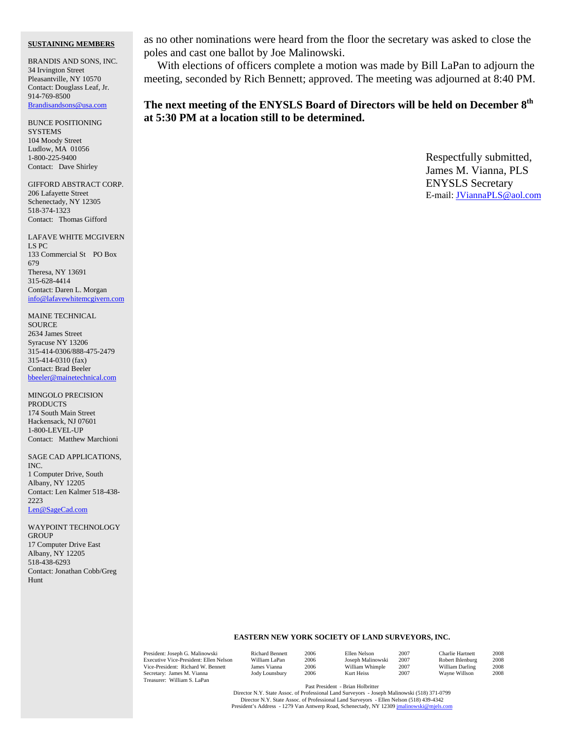**SUSTAINING MEMBERS**

BRANDIS AND SONS, INC.
34 Irvington Street
Pleasantville, NY 10570
Contact: Douglass Leaf, Jr.
914-769-8500
Brandisandsons@usa.com

BUNCE POSITIONING SYSTEMS
104 Moody Street
Ludlow, MA 01056
1-800-225-9400
Contact: Dave Shirley

GIFFORD ABSTRACT CORP.
206 Lafayette Street
Schenectady, NY 12305
518-374-1323
Contact: Thomas Gifford

LAFAVE WHITE MCGIVERN LS PC
133 Commercial St PO Box 679
Theresa, NY 13691
315-628-4414
Contact: Daren L. Morgan
info@lafavewhitemcgivern.com

MAINE TECHNICAL SOURCE
2634 James Street
Syracuse NY 13206
315-414-0306/888-475-2479
315-414-0310 (fax)
Contact: Brad Beeler
bbeeler@mainetechnical.com

MINGOLO PRECISION PRODUCTS
174 South Main Street
Hackensack, NJ 07601
1-800-LEVEL-UP
Contact: Matthew Marchioni

SAGE CAD APPLICATIONS, INC.
1 Computer Drive, South
Albany, NY 12205
Contact: Len Kalmer 518-438-2223
Len@SageCad.com

WAYPOINT TECHNOLOGY GROUP
17 Computer Drive East
Albany, NY 12205
518-438-6293
Contact: Jonathan Cobb/Greg Hunt

as no other nominations were heard from the floor the secretary was asked to close the poles and cast one ballot by Joe Malinowski.

With elections of officers complete a motion was made by Bill LaPan to adjourn the meeting, seconded by Rich Bennett; approved. The meeting was adjourned at 8:40 PM.

**The next meeting of the ENYSLS Board of Directors will be held on December 8th at 5:30 PM at a location still to be determined.**

Respectfully submitted,
James M. Vianna, PLS
ENYSLS Secretary
E-mail: JViannaPLS@aol.com

**EASTERN NEW YORK SOCIETY OF LAND SURVEYORS, INC.**

| | | | | | | |
|---|---|---|---|---|---|---|
| President: Joseph G. Malinowski | Richard Bennett | 2006 | Ellen Nelson | 2007 | Charlie Hartnett | 2008 |
| Executive Vice-President: Ellen Nelson | William LaPan | 2006 | Joseph Malinowski | 2007 | Robert Ihlenburg | 2008 |
| Vice-President: Richard W. Bennett | James Vianna | 2006 | William Whimple | 2007 | William Darling | 2008 |
| Secretary: James M. Vianna | Jody Lounsbury | 2006 | Kurt Heiss | 2007 | Wayne Willson | 2008 |
| Treasurer: William S. LaPan | | | | | | |

Past President - Brian Holbritter
Director N.Y. State Assoc. of Professional Land Surveyors - Joseph Malinowski (518) 371-0799
Director N.Y. State Assoc. of Professional Land Surveyors - Ellen Nelson (518) 439-4342
President's Address - 1279 Van Antwerp Road, Schenectady, NY 12309 jmalinowski@mjels.com